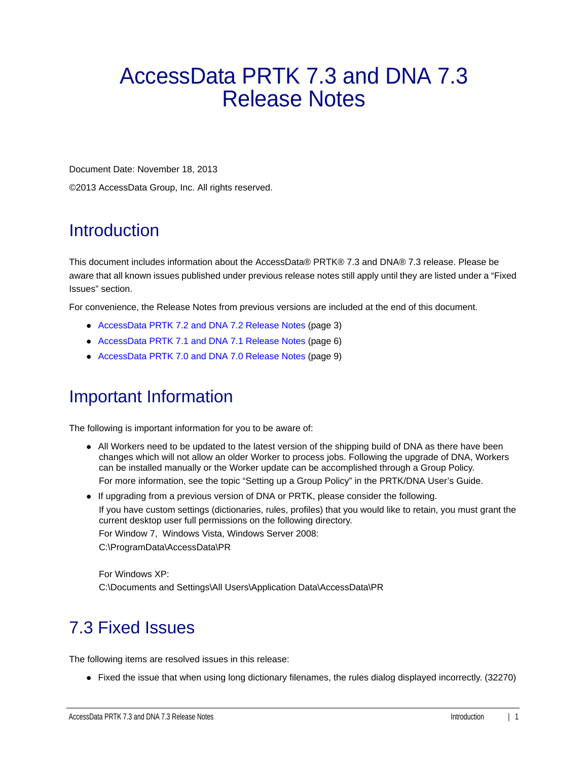# AccessData PRTK 7.3 and DNA 7.3 Release Notes

Document Date: November 18, 2013

©2013 AccessData Group, Inc. All rights reserved.

## Introduction

This document includes information about the AccessData® PRTK® 7.3 and DNA® 7.3 release. Please be aware that all known issues published under previous release notes still apply until they are listed under a "Fixed Issues" section.

For convenience, the Release Notes from previous versions are included at the end of this document.

- AccessData PRTK 7.2 and DNA 7.2 Release Notes (page 3)
- AccessData PRTK 7.1 and DNA 7.1 Release Notes (page 6)
- AccessData PRTK 7.0 and DNA 7.0 Release Notes (page 9)

## Important Information

The following is important information for you to be aware of:

- All Workers need to be updated to the latest version of the shipping build of DNA as there have been changes which will not allow an older Worker to process jobs. Following the upgrade of DNA, Workers can be installed manually or the Worker update can be accomplished through a Group Policy.
  
  For more information, see the topic "Setting up a Group Policy" in the PRTK/DNA User's Guide.
- If upgrading from a previous version of DNA or PRTK, please consider the following.
  
  If you have custom settings (dictionaries, rules, profiles) that you would like to retain, you must grant the current desktop user full permissions on the following directory.
  
  For Window 7, Windows Vista, Windows Server 2008:
  
  C:\ProgramData\AccessData\PR
  
  For Windows XP:
  
  C:\Documents and Settings\All Users\Application Data\AccessData\PR

## 7.3 Fixed Issues

The following items are resolved issues in this release:

- Fixed the issue that when using long dictionary filenames, the rules dialog displayed incorrectly. (32270)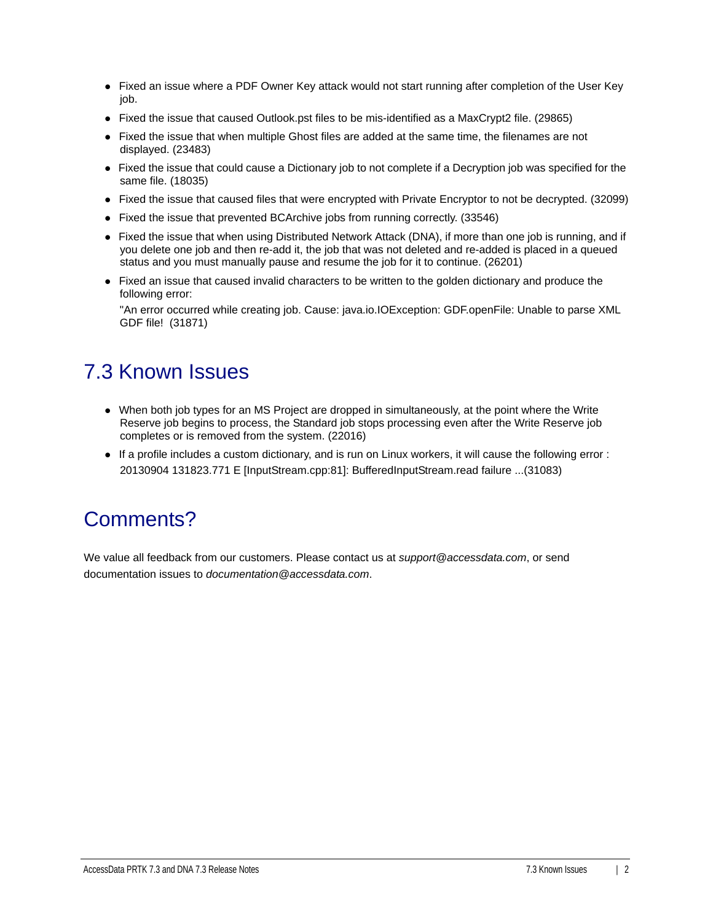- Fixed an issue where a PDF Owner Key attack would not start running after completion of the User Key job.
- Fixed the issue that caused Outlook.pst files to be mis-identified as a MaxCrypt2 file. (29865)
- Fixed the issue that when multiple Ghost files are added at the same time, the filenames are not displayed. (23483)
- Fixed the issue that could cause a Dictionary job to not complete if a Decryption job was specified for the same file. (18035)
- Fixed the issue that caused files that were encrypted with Private Encryptor to not be decrypted. (32099)
- Fixed the issue that prevented BCArchive jobs from running correctly. (33546)
- Fixed the issue that when using Distributed Network Attack (DNA), if more than one job is running, and if you delete one job and then re-add it, the job that was not deleted and re-added is placed in a queued status and you must manually pause and resume the job for it to continue. (26201)
- Fixed an issue that caused invalid characters to be written to the golden dictionary and produce the following error:

  "An error occurred while creating job. Cause: java.io.IOException: GDF.openFile: Unable to parse XML GDF file! (31871)

## 7.3 Known Issues

- When both job types for an MS Project are dropped in simultaneously, at the point where the Write Reserve job begins to process, the Standard job stops processing even after the Write Reserve job completes or is removed from the system. (22016)
- If a profile includes a custom dictionary, and is run on Linux workers, it will cause the following error :

  20130904 131823.771 E [InputStream.cpp:81]: BufferedInputStream.read failure ...(31083)

## Comments?

We value all feedback from our customers. Please contact us at *support@accessdata.com*, or send documentation issues to *documentation@accessdata.com*.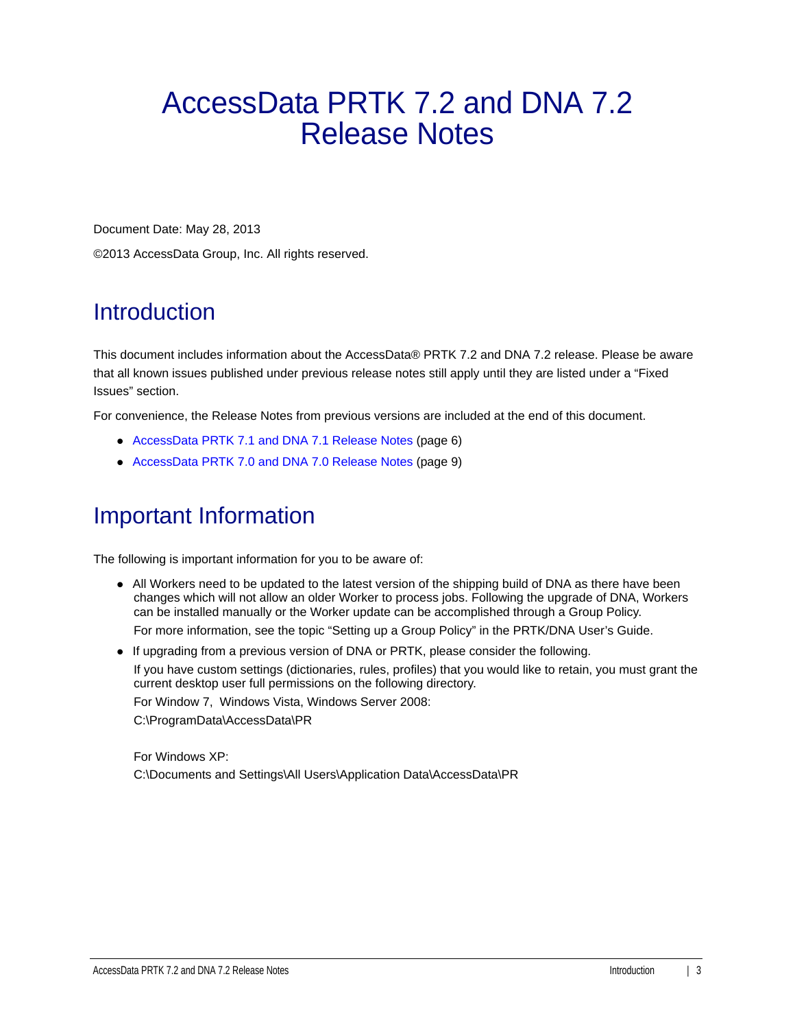# AccessData PRTK 7.2 and DNA 7.2 Release Notes

Document Date: May 28, 2013

©2013 AccessData Group, Inc. All rights reserved.

## Introduction

This document includes information about the AccessData® PRTK 7.2 and DNA 7.2 release. Please be aware that all known issues published under previous release notes still apply until they are listed under a "Fixed Issues" section.

For convenience, the Release Notes from previous versions are included at the end of this document.

- AccessData PRTK 7.1 and DNA 7.1 Release Notes (page 6)
- AccessData PRTK 7.0 and DNA 7.0 Release Notes (page 9)

## Important Information

The following is important information for you to be aware of:

- All Workers need to be updated to the latest version of the shipping build of DNA as there have been changes which will not allow an older Worker to process jobs. Following the upgrade of DNA, Workers can be installed manually or the Worker update can be accomplished through a Group Policy.

  For more information, see the topic "Setting up a Group Policy" in the PRTK/DNA User's Guide.

- If upgrading from a previous version of DNA or PRTK, please consider the following.

  If you have custom settings (dictionaries, rules, profiles) that you would like to retain, you must grant the current desktop user full permissions on the following directory.

  For Window 7, Windows Vista, Windows Server 2008:

  C:\ProgramData\AccessData\PR

  For Windows XP:

  C:\Documents and Settings\All Users\Application Data\AccessData\PR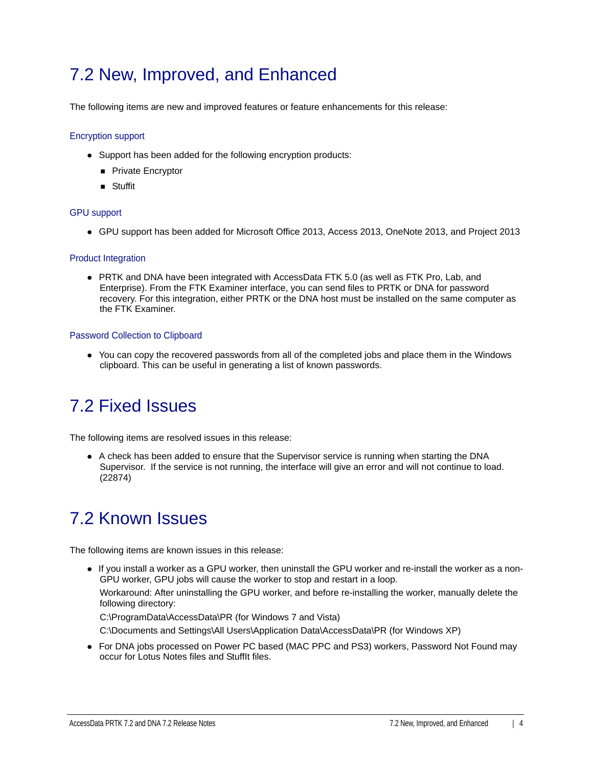# 7.2 New, Improved, and Enhanced

The following items are new and improved features or feature enhancements for this release:

### Encryption support

- Support has been added for the following encryption products:
  - Private Encryptor
  - Stuffit

### GPU support

- GPU support has been added for Microsoft Office 2013, Access 2013, OneNote 2013, and Project 2013

### Product Integration

- PRTK and DNA have been integrated with AccessData FTK 5.0 (as well as FTK Pro, Lab, and Enterprise). From the FTK Examiner interface, you can send files to PRTK or DNA for password recovery. For this integration, either PRTK or the DNA host must be installed on the same computer as the FTK Examiner.

### Password Collection to Clipboard

- You can copy the recovered passwords from all of the completed jobs and place them in the Windows clipboard. This can be useful in generating a list of known passwords.

# 7.2 Fixed Issues

The following items are resolved issues in this release:

- A check has been added to ensure that the Supervisor service is running when starting the DNA Supervisor. If the service is not running, the interface will give an error and will not continue to load. (22874)

# 7.2 Known Issues

The following items are known issues in this release:

- If you install a worker as a GPU worker, then uninstall the GPU worker and re-install the worker as a non-GPU worker, GPU jobs will cause the worker to stop and restart in a loop.

  Workaround: After uninstalling the GPU worker, and before re-installing the worker, manually delete the following directory:

  C:\ProgramData\AccessData\PR (for Windows 7 and Vista)

  C:\Documents and Settings\All Users\Application Data\AccessData\PR (for Windows XP)
- For DNA jobs processed on Power PC based (MAC PPC and PS3) workers, Password Not Found may occur for Lotus Notes files and StuffIt files.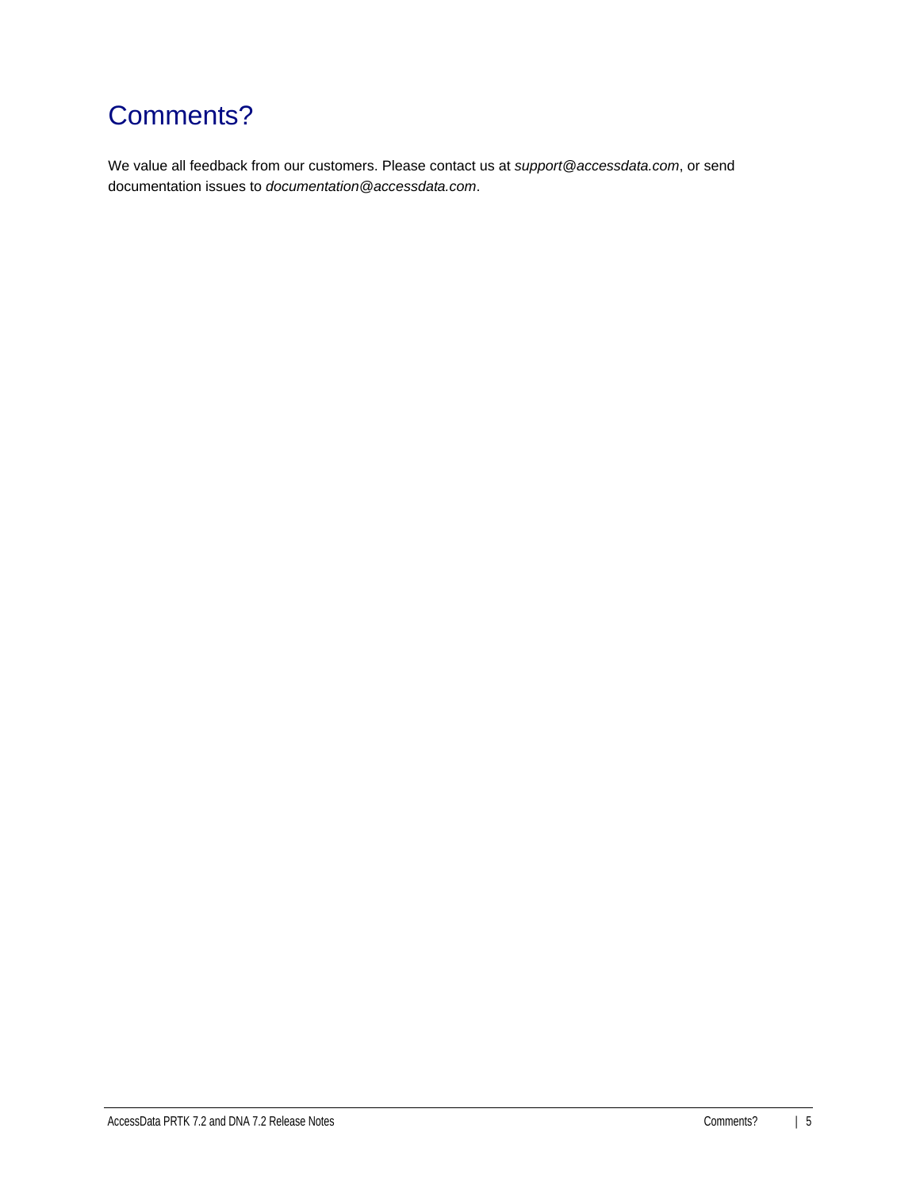# Comments?

We value all feedback from our customers. Please contact us at *support@accessdata.com*, or send documentation issues to *documentation@accessdata.com*.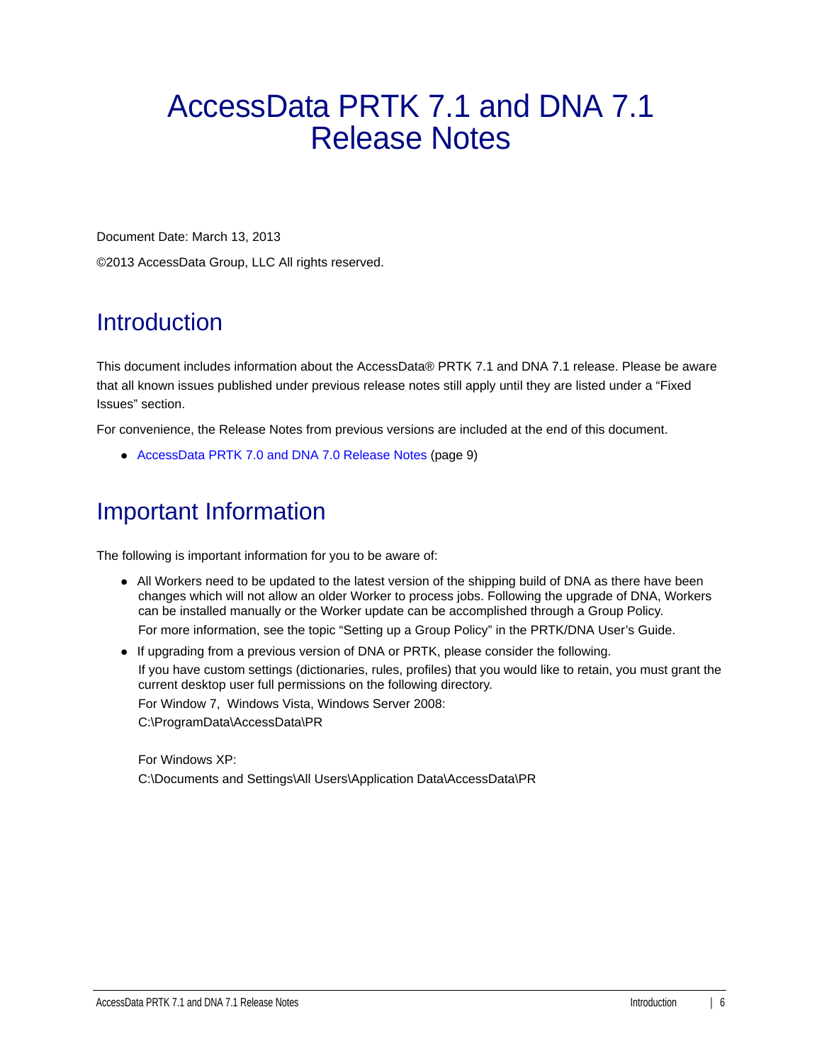# AccessData PRTK 7.1 and DNA 7.1 Release Notes

Document Date: March 13, 2013

©2013 AccessData Group, LLC All rights reserved.

## Introduction

This document includes information about the AccessData® PRTK 7.1 and DNA 7.1 release. Please be aware that all known issues published under previous release notes still apply until they are listed under a “Fixed Issues” section.

For convenience, the Release Notes from previous versions are included at the end of this document.

- AccessData PRTK 7.0 and DNA 7.0 Release Notes (page 9)

## Important Information

The following is important information for you to be aware of:

- All Workers need to be updated to the latest version of the shipping build of DNA as there have been changes which will not allow an older Worker to process jobs. Following the upgrade of DNA, Workers can be installed manually or the Worker update can be accomplished through a Group Policy.

  For more information, see the topic “Setting up a Group Policy” in the PRTK/DNA User’s Guide.
- If upgrading from a previous version of DNA or PRTK, please consider the following.

  If you have custom settings (dictionaries, rules, profiles) that you would like to retain, you must grant the current desktop user full permissions on the following directory.

  For Window 7, Windows Vista, Windows Server 2008:

  C:\ProgramData\AccessData\PR

  For Windows XP:

  C:\Documents and Settings\All Users\Application Data\AccessData\PR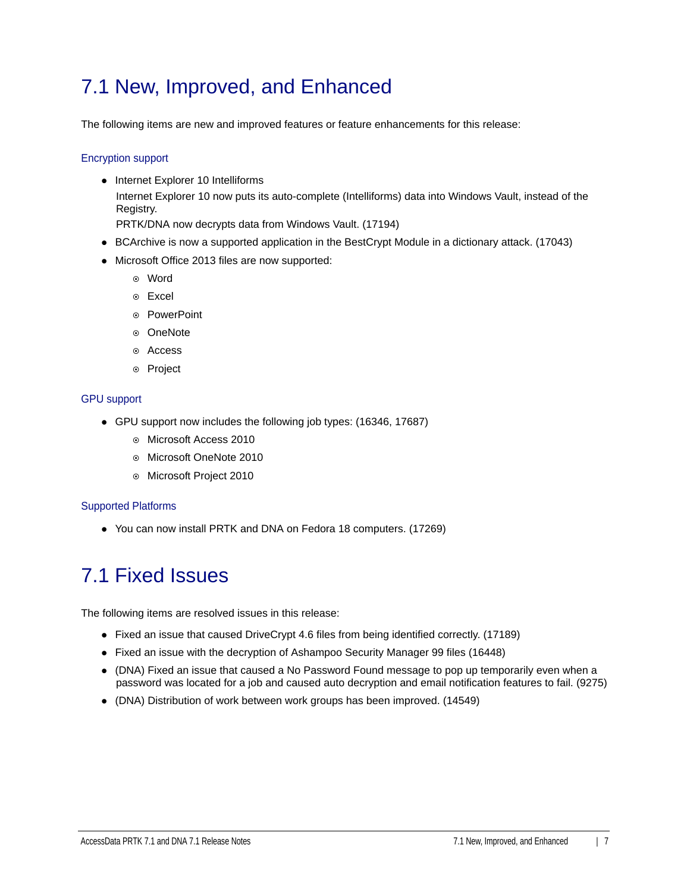# 7.1 New, Improved, and Enhanced

The following items are new and improved features or feature enhancements for this release:

### Encryption support

- Internet Explorer 10 Intelliforms
  Internet Explorer 10 now puts its auto-complete (Intelliforms) data into Windows Vault, instead of the Registry.
  PRTK/DNA now decrypts data from Windows Vault. (17194)
- BCArchive is now a supported application in the BestCrypt Module in a dictionary attack. (17043)
- Microsoft Office 2013 files are now supported:
  - Word
  - Excel
  - PowerPoint
  - OneNote
  - Access
  - Project

### GPU support

- GPU support now includes the following job types: (16346, 17687)
  - Microsoft Access 2010
  - Microsoft OneNote 2010
  - Microsoft Project 2010

### Supported Platforms

- You can now install PRTK and DNA on Fedora 18 computers. (17269)

# 7.1 Fixed Issues

The following items are resolved issues in this release:

- Fixed an issue that caused DriveCrypt 4.6 files from being identified correctly. (17189)
- Fixed an issue with the decryption of Ashampoo Security Manager 99 files (16448)
- (DNA) Fixed an issue that caused a No Password Found message to pop up temporarily even when a password was located for a job and caused auto decryption and email notification features to fail. (9275)
- (DNA) Distribution of work between work groups has been improved. (14549)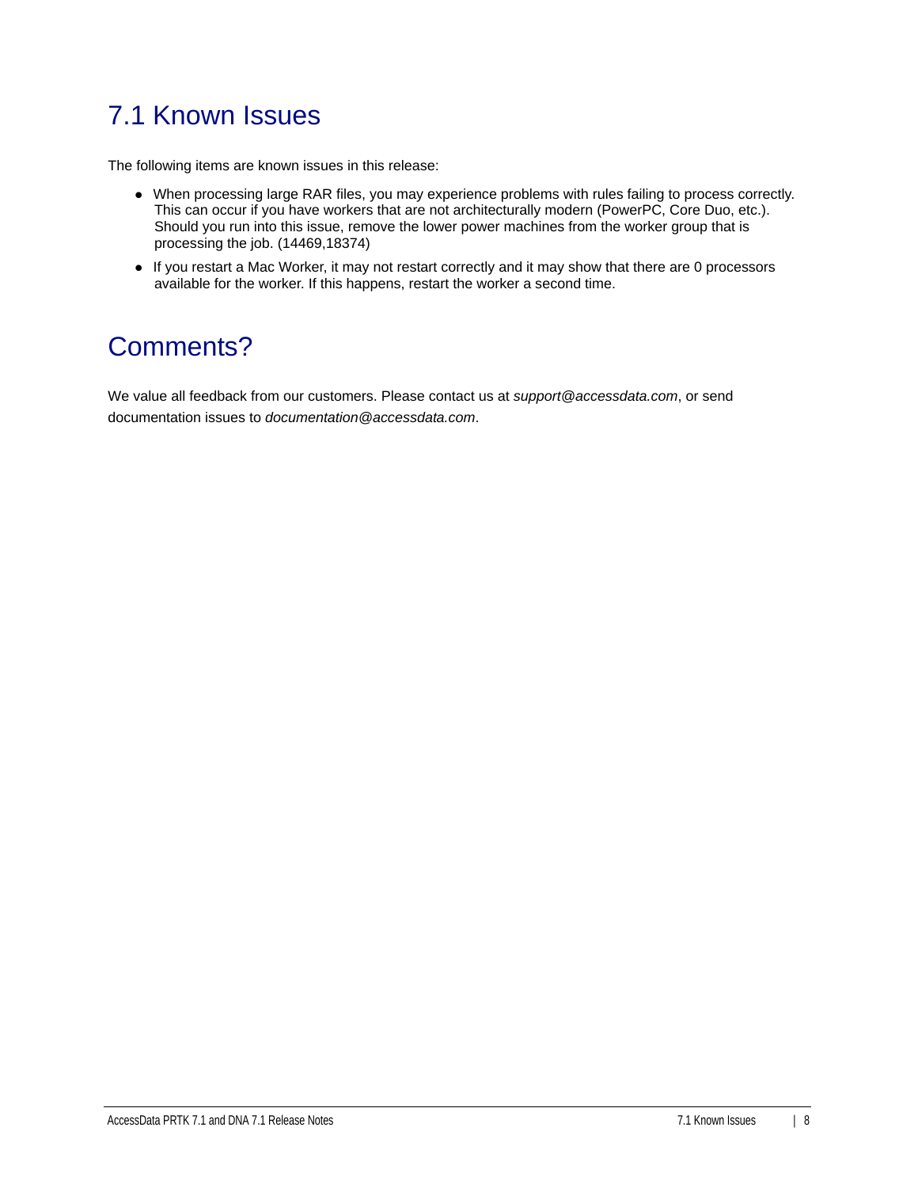# 7.1 Known Issues

The following items are known issues in this release:

- When processing large RAR files, you may experience problems with rules failing to process correctly. This can occur if you have workers that are not architecturally modern (PowerPC, Core Duo, etc.). Should you run into this issue, remove the lower power machines from the worker group that is processing the job. (14469,18374)
- If you restart a Mac Worker, it may not restart correctly and it may show that there are 0 processors available for the worker. If this happens, restart the worker a second time.

# Comments?

We value all feedback from our customers. Please contact us at *support@accessdata.com*, or send documentation issues to *documentation@accessdata.com*.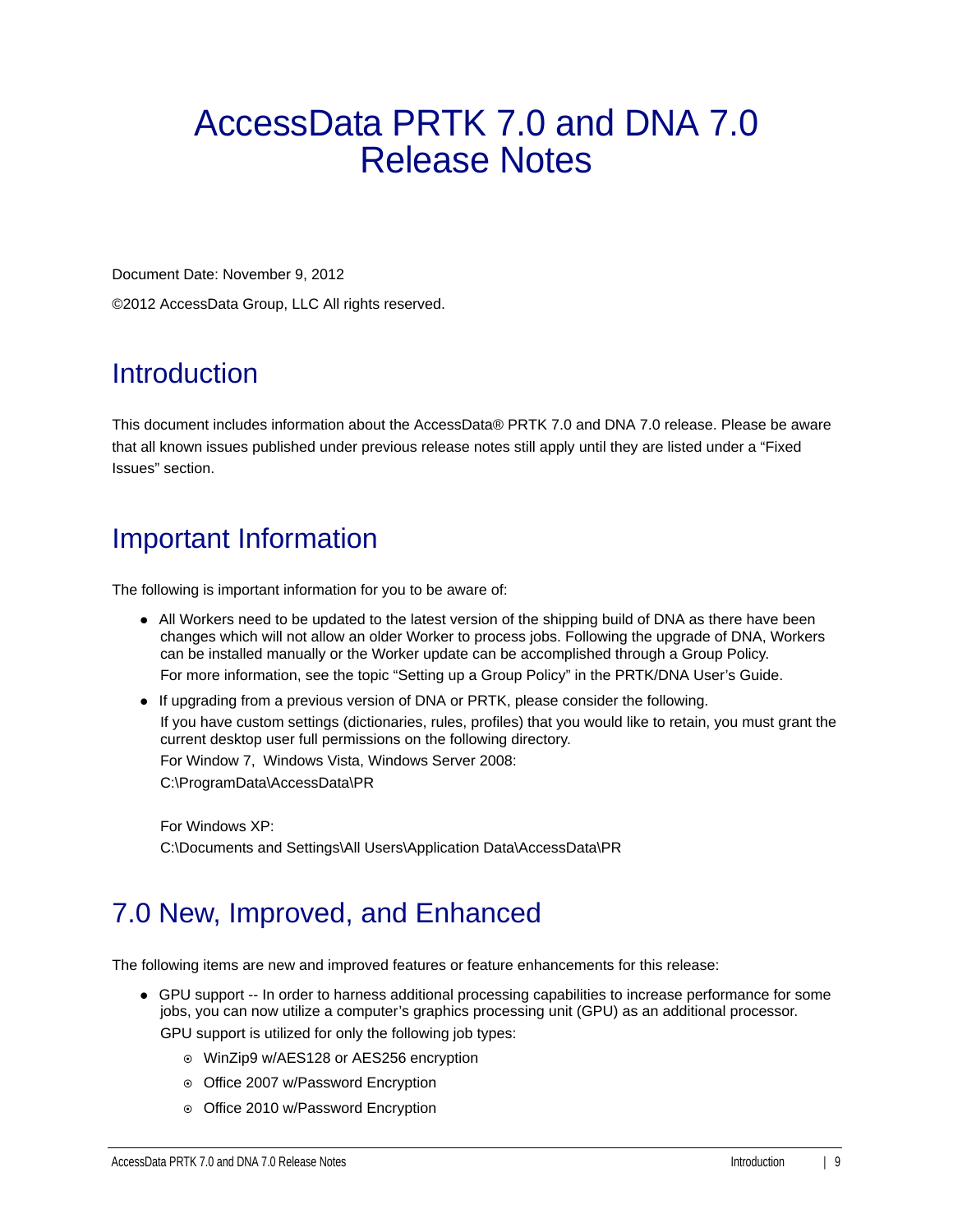# AccessData PRTK 7.0 and DNA 7.0 Release Notes

Document Date: November 9, 2012

©2012 AccessData Group, LLC All rights reserved.

## Introduction

This document includes information about the AccessData® PRTK 7.0 and DNA 7.0 release. Please be aware that all known issues published under previous release notes still apply until they are listed under a "Fixed Issues" section.

## Important Information

The following is important information for you to be aware of:

- All Workers need to be updated to the latest version of the shipping build of DNA as there have been changes which will not allow an older Worker to process jobs. Following the upgrade of DNA, Workers can be installed manually or the Worker update can be accomplished through a Group Policy.

  For more information, see the topic "Setting up a Group Policy" in the PRTK/DNA User's Guide.
- If upgrading from a previous version of DNA or PRTK, please consider the following.

  If you have custom settings (dictionaries, rules, profiles) that you would like to retain, you must grant the current desktop user full permissions on the following directory.

  For Window 7, Windows Vista, Windows Server 2008:

  C:\ProgramData\AccessData\PR

  For Windows XP:

  C:\Documents and Settings\All Users\Application Data\AccessData\PR

## 7.0 New, Improved, and Enhanced

The following items are new and improved features or feature enhancements for this release:

- GPU support -- In order to harness additional processing capabilities to increase performance for some jobs, you can now utilize a computer's graphics processing unit (GPU) as an additional processor.

  GPU support is utilized for only the following job types:
  - WinZip9 w/AES128 or AES256 encryption
  - Office 2007 w/Password Encryption
  - Office 2010 w/Password Encryption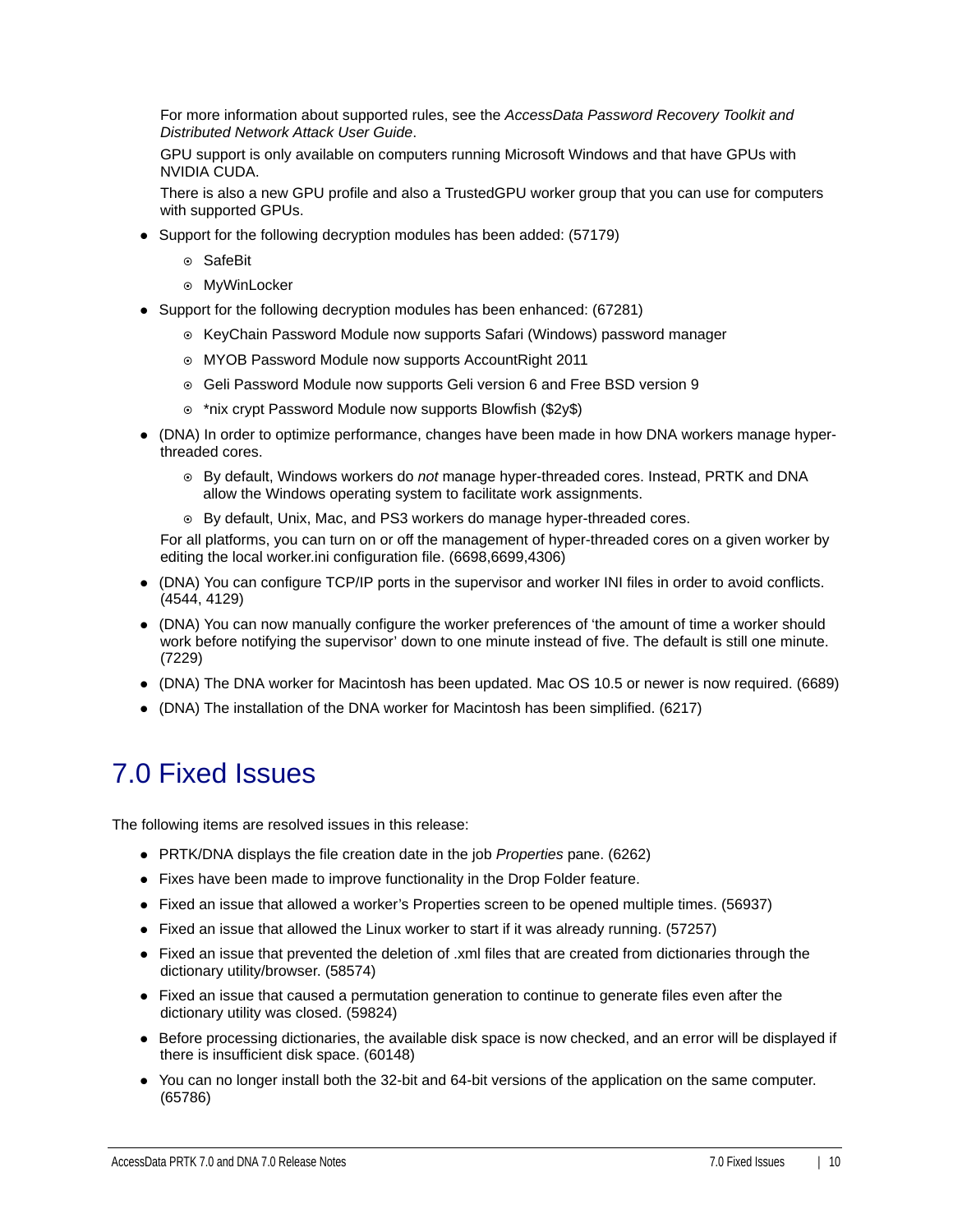For more information about supported rules, see the *AccessData Password Recovery Toolkit and Distributed Network Attack User Guide*.

GPU support is only available on computers running Microsoft Windows and that have GPUs with NVIDIA CUDA.

There is also a new GPU profile and also a TrustedGPU worker group that you can use for computers with supported GPUs.

- Support for the following decryption modules has been added: (57179)
  - SafeBit
  - MyWinLocker
- Support for the following decryption modules has been enhanced: (67281)
  - KeyChain Password Module now supports Safari (Windows) password manager
  - MYOB Password Module now supports AccountRight 2011
  - Geli Password Module now supports Geli version 6 and Free BSD version 9
  - *nix crypt Password Module now supports Blowfish ($2y$)
- (DNA) In order to optimize performance, changes have been made in how DNA workers manage hyper-threaded cores.
  - By default, Windows workers do *not* manage hyper-threaded cores. Instead, PRTK and DNA allow the Windows operating system to facilitate work assignments.
  - By default, Unix, Mac, and PS3 workers do manage hyper-threaded cores.

  For all platforms, you can turn on or off the management of hyper-threaded cores on a given worker by editing the local worker.ini configuration file. (6698,6699,4306)
- (DNA) You can configure TCP/IP ports in the supervisor and worker INI files in order to avoid conflicts. (4544, 4129)
- (DNA) You can now manually configure the worker preferences of 'the amount of time a worker should work before notifying the supervisor' down to one minute instead of five. The default is still one minute. (7229)
- (DNA) The DNA worker for Macintosh has been updated. Mac OS 10.5 or newer is now required. (6689)
- (DNA) The installation of the DNA worker for Macintosh has been simplified. (6217)

# 7.0 Fixed Issues

The following items are resolved issues in this release:

- PRTK/DNA displays the file creation date in the job *Properties* pane. (6262)
- Fixes have been made to improve functionality in the Drop Folder feature.
- Fixed an issue that allowed a worker's Properties screen to be opened multiple times. (56937)
- Fixed an issue that allowed the Linux worker to start if it was already running. (57257)
- Fixed an issue that prevented the deletion of .xml files that are created from dictionaries through the dictionary utility/browser. (58574)
- Fixed an issue that caused a permutation generation to continue to generate files even after the dictionary utility was closed. (59824)
- Before processing dictionaries, the available disk space is now checked, and an error will be displayed if there is insufficient disk space. (60148)
- You can no longer install both the 32-bit and 64-bit versions of the application on the same computer. (65786)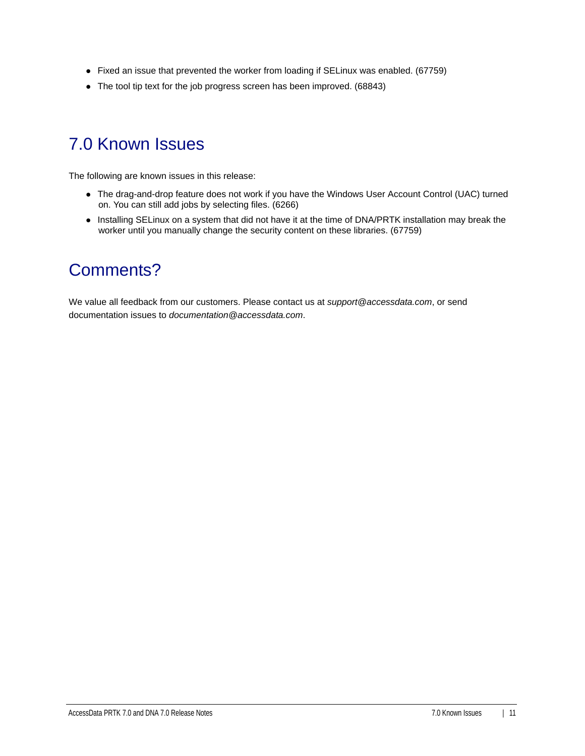- Fixed an issue that prevented the worker from loading if SELinux was enabled. (67759)
- The tool tip text for the job progress screen has been improved. (68843)

# 7.0 Known Issues

The following are known issues in this release:

- The drag-and-drop feature does not work if you have the Windows User Account Control (UAC) turned on. You can still add jobs by selecting files. (6266)
- Installing SELinux on a system that did not have it at the time of DNA/PRTK installation may break the worker until you manually change the security content on these libraries. (67759)

# Comments?

We value all feedback from our customers. Please contact us at *support@accessdata.com*, or send documentation issues to *documentation@accessdata.com*.